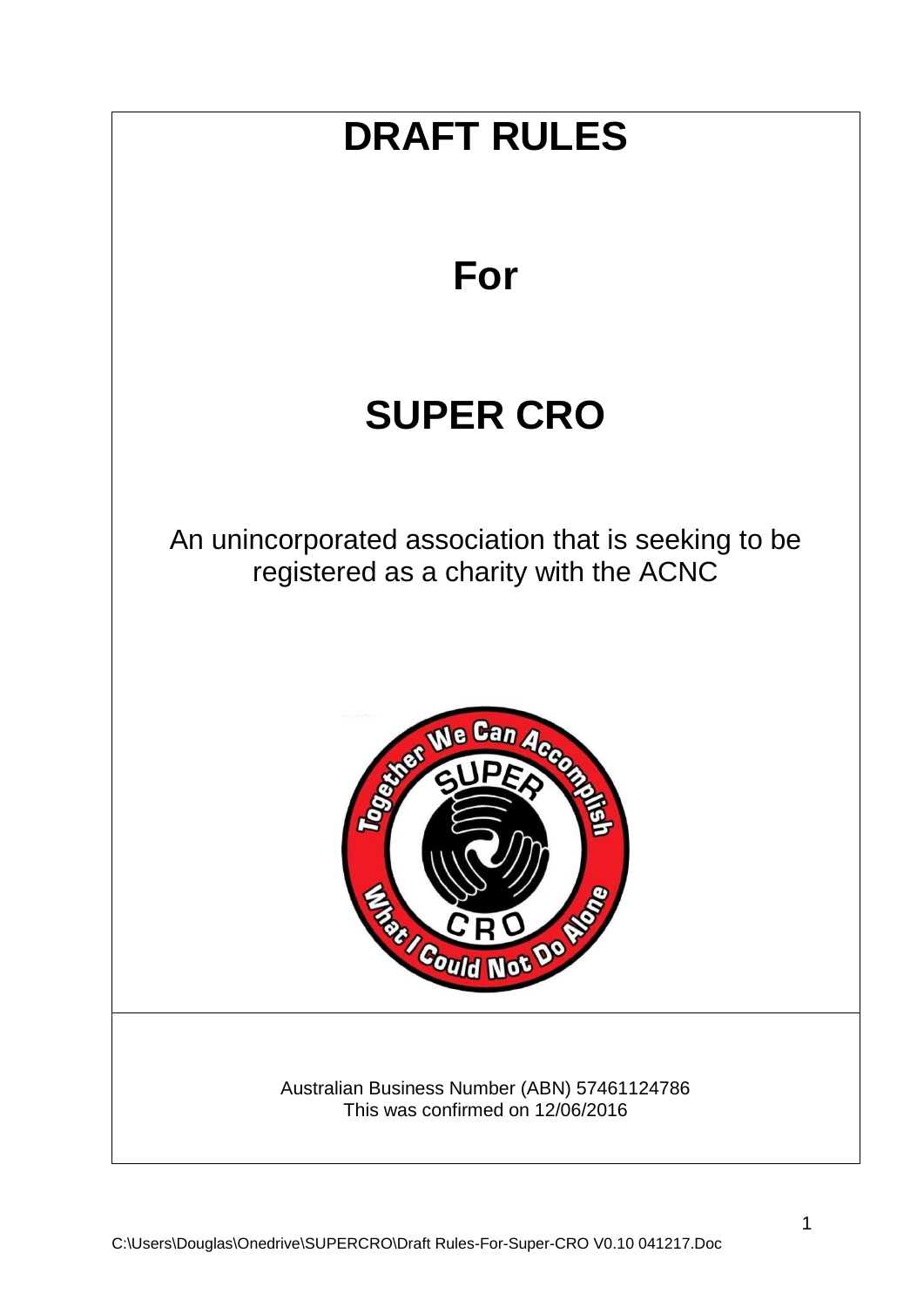# DRAFT RULES

# For

# SUPER CRO

An unincorporated association that is seeking to be registered as a charity with the ACNC

Australian Business Number (ABN) 57461124786
This was confirmed on 12/06/2016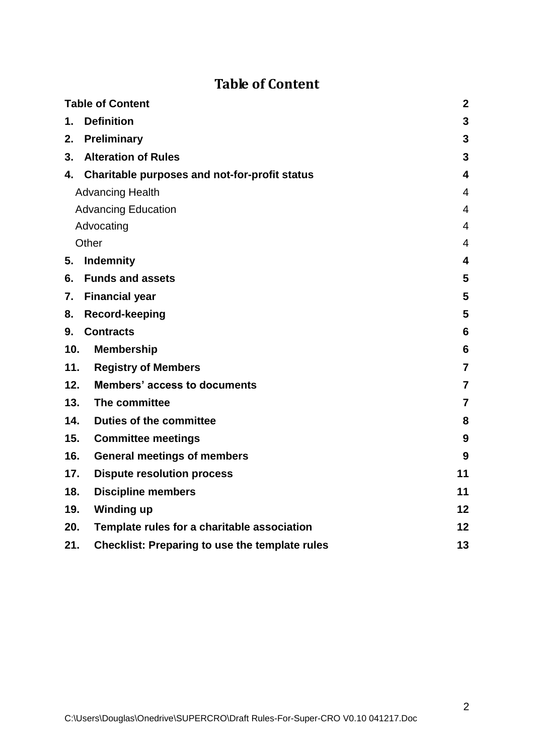# Table of Content

| | |
|---|---|
| **Table of Content** | **2** |
| **1. Definition** | **3** |
| **2. Preliminary** | **3** |
| **3. Alteration of Rules** | **3** |
| **4. Charitable purposes and not-for-profit status** | **4** |
| Advancing Health | 4 |
| Advancing Education | 4 |
| Advocating | 4 |
| Other | 4 |
| **5. Indemnity** | **4** |
| **6. Funds and assets** | **5** |
| **7. Financial year** | **5** |
| **8. Record-keeping** | **5** |
| **9. Contracts** | **6** |
| **10. Membership** | **6** |
| **11. Registry of Members** | **7** |
| **12. Members' access to documents** | **7** |
| **13. The committee** | **7** |
| **14. Duties of the committee** | **8** |
| **15. Committee meetings** | **9** |
| **16. General meetings of members** | **9** |
| **17. Dispute resolution process** | **11** |
| **18. Discipline members** | **11** |
| **19. Winding up** | **12** |
| **20. Template rules for a charitable association** | **12** |
| **21. Checklist: Preparing to use the template rules** | **13** |

C:\Users\Douglas\Onedrive\SUPERCRO\Draft Rules-For-Super-CRO V0.10 041217.Doc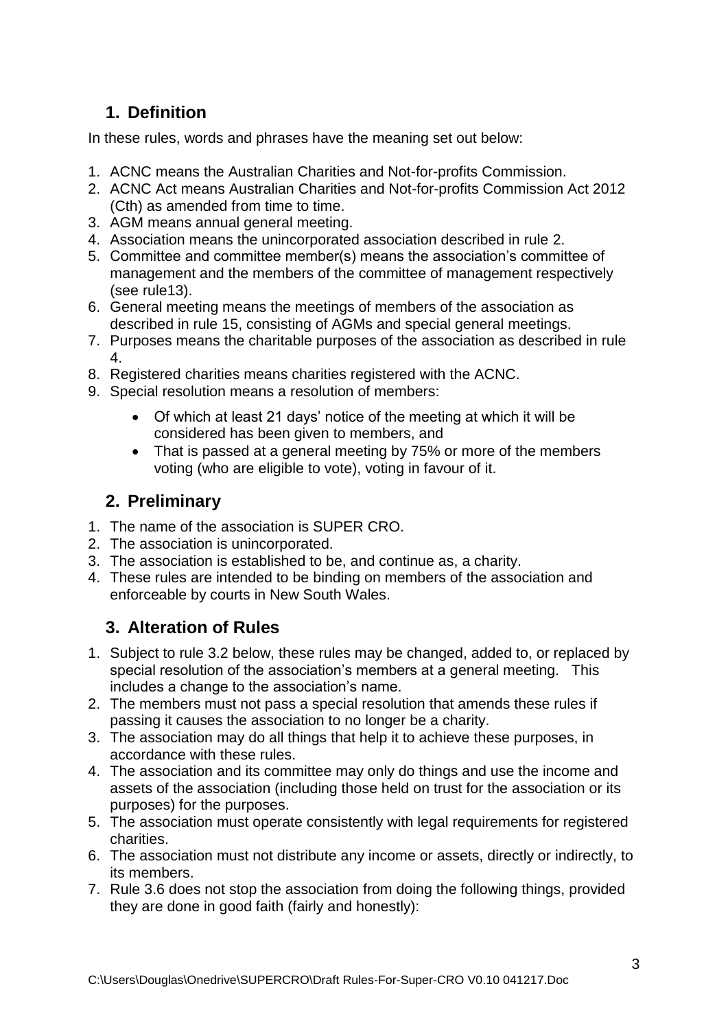## 1. Definition

In these rules, words and phrases have the meaning set out below:

1. ACNC means the Australian Charities and Not-for-profits Commission.
2. ACNC Act means Australian Charities and Not-for-profits Commission Act 2012 (Cth) as amended from time to time.
3. AGM means annual general meeting.
4. Association means the unincorporated association described in rule 2.
5. Committee and committee member(s) means the association's committee of management and the members of the committee of management respectively (see rule13).
6. General meeting means the meetings of members of the association as described in rule 15, consisting of AGMs and special general meetings.
7. Purposes means the charitable purposes of the association as described in rule 4.
8. Registered charities means charities registered with the ACNC.
9. Special resolution means a resolution of members:
    - Of which at least 21 days' notice of the meeting at which it will be considered has been given to members, and
    - That is passed at a general meeting by 75% or more of the members voting (who are eligible to vote), voting in favour of it.

## 2. Preliminary

1. The name of the association is SUPER CRO.
2. The association is unincorporated.
3. The association is established to be, and continue as, a charity.
4. These rules are intended to be binding on members of the association and enforceable by courts in New South Wales.

## 3. Alteration of Rules

1. Subject to rule 3.2 below, these rules may be changed, added to, or replaced by special resolution of the association's members at a general meeting. This includes a change to the association's name.
2. The members must not pass a special resolution that amends these rules if passing it causes the association to no longer be a charity.
3. The association may do all things that help it to achieve these purposes, in accordance with these rules.
4. The association and its committee may only do things and use the income and assets of the association (including those held on trust for the association or its purposes) for the purposes.
5. The association must operate consistently with legal requirements for registered charities.
6. The association must not distribute any income or assets, directly or indirectly, to its members.
7. Rule 3.6 does not stop the association from doing the following things, provided they are done in good faith (fairly and honestly):

C:\Users\Douglas\Onedrive\SUPERCRO\Draft Rules-For-Super-CRO V0.10 041217.Doc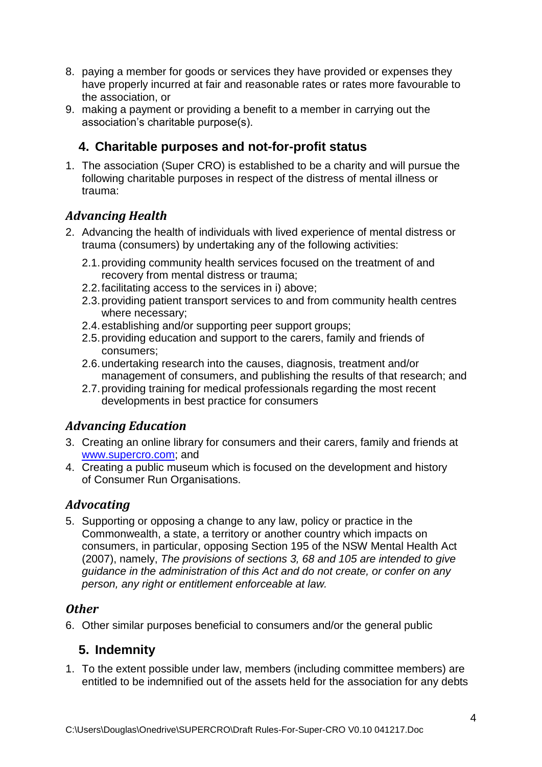8. paying a member for goods or services they have provided or expenses they have properly incurred at fair and reasonable rates or rates more favourable to the association, or
9. making a payment or providing a benefit to a member in carrying out the association's charitable purpose(s).

## 4. Charitable purposes and not-for-profit status

1. The association (Super CRO) is established to be a charity and will pursue the following charitable purposes in respect of the distress of mental illness or trauma:

### *Advancing Health*

2. Advancing the health of individuals with lived experience of mental distress or trauma (consumers) by undertaking any of the following activities:
   - 2.1. providing community health services focused on the treatment of and recovery from mental distress or trauma;
   - 2.2. facilitating access to the services in i) above;
   - 2.3. providing patient transport services to and from community health centres where necessary;
   - 2.4. establishing and/or supporting peer support groups;
   - 2.5. providing education and support to the carers, family and friends of consumers;
   - 2.6. undertaking research into the causes, diagnosis, treatment and/or management of consumers, and publishing the results of that research; and
   - 2.7. providing training for medical professionals regarding the most recent developments in best practice for consumers

### *Advancing Education*

3. Creating an online library for consumers and their carers, family and friends at [www.supercro.com](http://www.supercro.com); and
4. Creating a public museum which is focused on the development and history of Consumer Run Organisations.

### *Advocating*

5. Supporting or opposing a change to any law, policy or practice in the Commonwealth, a state, a territory or another country which impacts on consumers, in particular, opposing Section 195 of the NSW Mental Health Act (2007), namely, *The provisions of sections 3, 68 and 105 are intended to give guidance in the administration of this Act and do not create, or confer on any person, any right or entitlement enforceable at law.*

### *Other*

6. Other similar purposes beneficial to consumers and/or the general public

## 5. Indemnity

1. To the extent possible under law, members (including committee members) are entitled to be indemnified out of the assets held for the association for any debts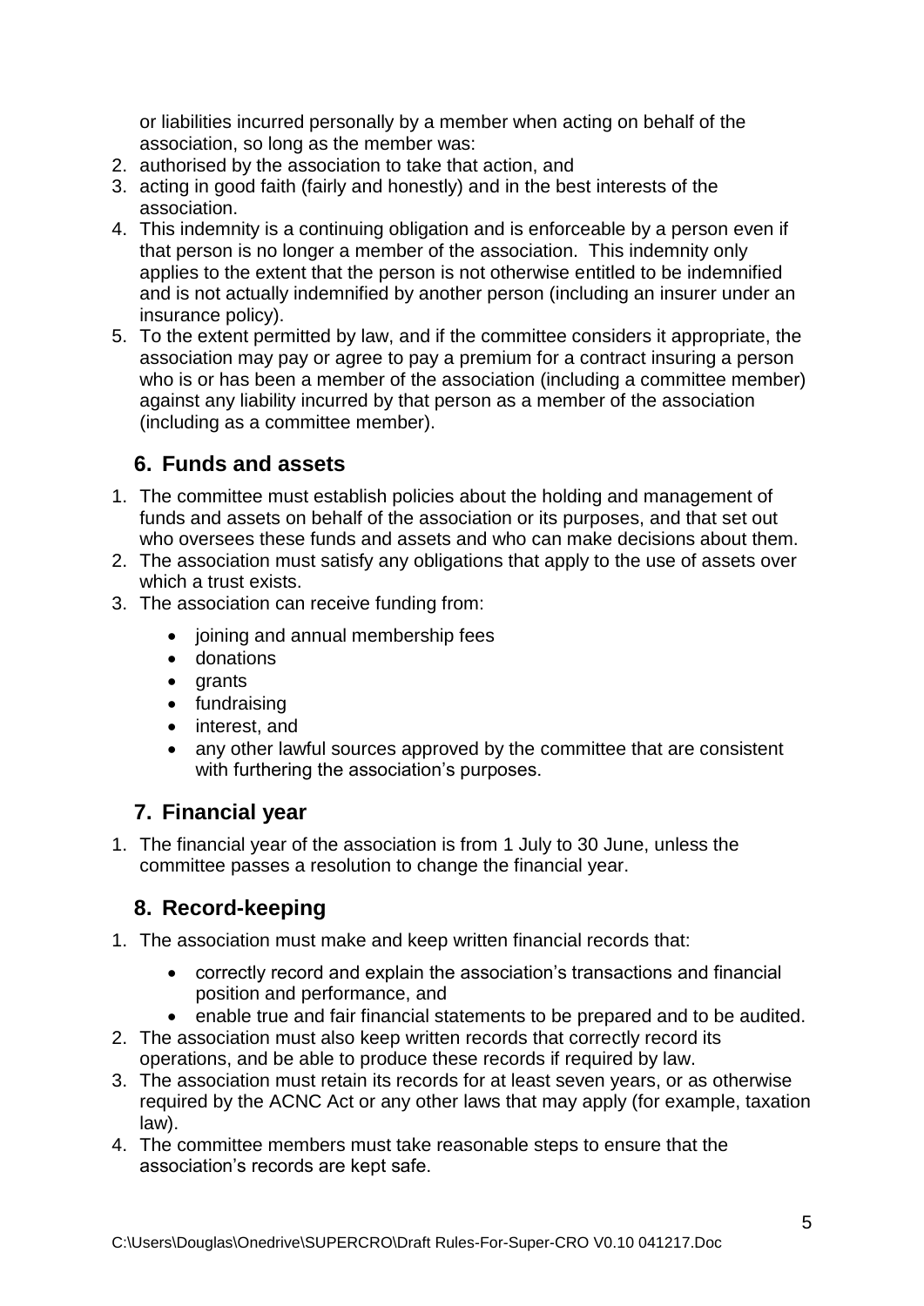or liabilities incurred personally by a member when acting on behalf of the association, so long as the member was:

2. authorised by the association to take that action, and
3. acting in good faith (fairly and honestly) and in the best interests of the association.
4. This indemnity is a continuing obligation and is enforceable by a person even if that person is no longer a member of the association. This indemnity only applies to the extent that the person is not otherwise entitled to be indemnified and is not actually indemnified by another person (including an insurer under an insurance policy).
5. To the extent permitted by law, and if the committee considers it appropriate, the association may pay or agree to pay a premium for a contract insuring a person who is or has been a member of the association (including a committee member) against any liability incurred by that person as a member of the association (including as a committee member).

## 6. Funds and assets

1. The committee must establish policies about the holding and management of funds and assets on behalf of the association or its purposes, and that set out who oversees these funds and assets and who can make decisions about them.
2. The association must satisfy any obligations that apply to the use of assets over which a trust exists.
3. The association can receive funding from:
   - joining and annual membership fees
   - donations
   - grants
   - fundraising
   - interest, and
   - any other lawful sources approved by the committee that are consistent with furthering the association's purposes.

## 7. Financial year

1. The financial year of the association is from 1 July to 30 June, unless the committee passes a resolution to change the financial year.

## 8. Record-keeping

1. The association must make and keep written financial records that:
   - correctly record and explain the association's transactions and financial position and performance, and
   - enable true and fair financial statements to be prepared and to be audited.
2. The association must also keep written records that correctly record its operations, and be able to produce these records if required by law.
3. The association must retain its records for at least seven years, or as otherwise required by the ACNC Act or any other laws that may apply (for example, taxation law).
4. The committee members must take reasonable steps to ensure that the association's records are kept safe.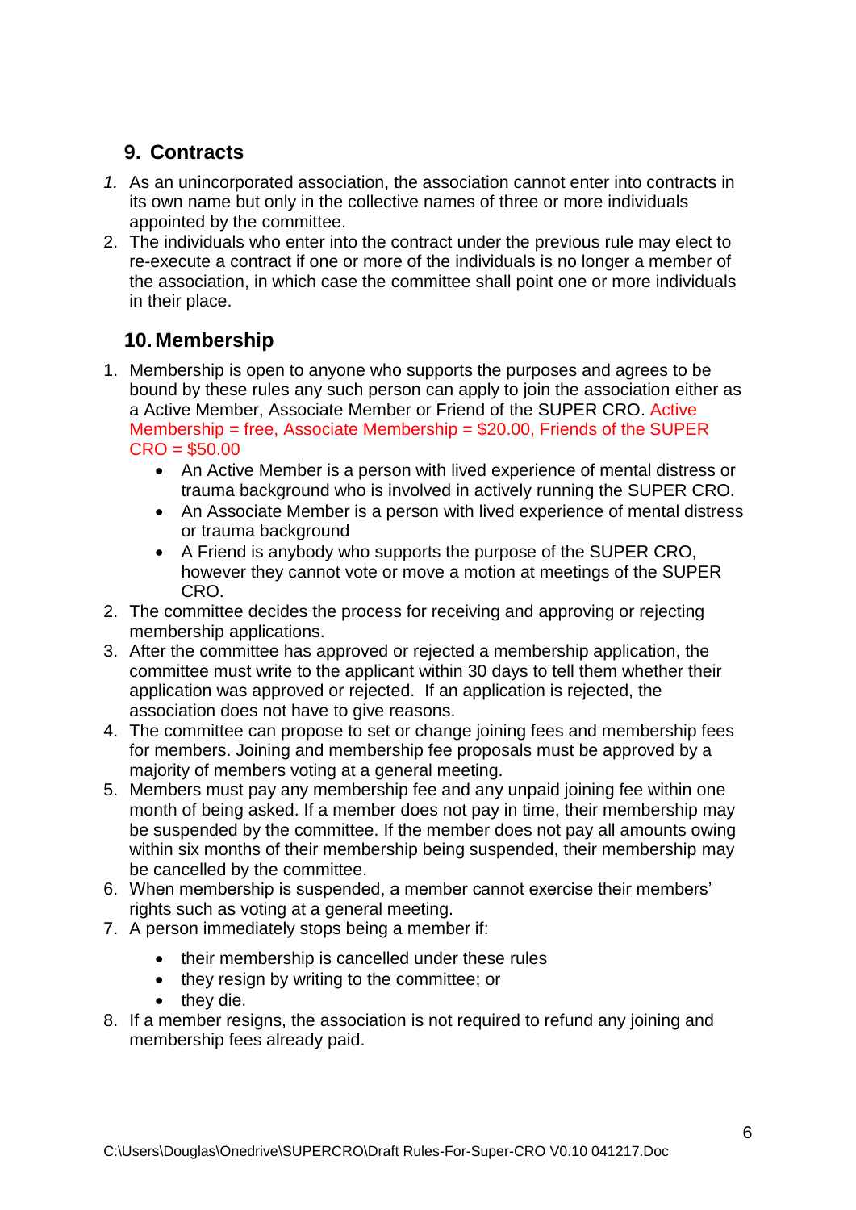## 9. Contracts

1. As an unincorporated association, the association cannot enter into contracts in its own name but only in the collective names of three or more individuals appointed by the committee.
2. The individuals who enter into the contract under the previous rule may elect to re-execute a contract if one or more of the individuals is no longer a member of the association, in which case the committee shall point one or more individuals in their place.

## 10. Membership

1. Membership is open to anyone who supports the purposes and agrees to be bound by these rules any such person can apply to join the association either as a Active Member, Associate Member or Friend of the SUPER CRO. Active Membership = free, Associate Membership = $20.00, Friends of the SUPER CRO = $50.00
   - An Active Member is a person with lived experience of mental distress or trauma background who is involved in actively running the SUPER CRO.
   - An Associate Member is a person with lived experience of mental distress or trauma background
   - A Friend is anybody who supports the purpose of the SUPER CRO, however they cannot vote or move a motion at meetings of the SUPER CRO.
2. The committee decides the process for receiving and approving or rejecting membership applications.
3. After the committee has approved or rejected a membership application, the committee must write to the applicant within 30 days to tell them whether their application was approved or rejected. If an application is rejected, the association does not have to give reasons.
4. The committee can propose to set or change joining fees and membership fees for members. Joining and membership fee proposals must be approved by a majority of members voting at a general meeting.
5. Members must pay any membership fee and any unpaid joining fee within one month of being asked. If a member does not pay in time, their membership may be suspended by the committee. If the member does not pay all amounts owing within six months of their membership being suspended, their membership may be cancelled by the committee.
6. When membership is suspended, a member cannot exercise their members' rights such as voting at a general meeting.
7. A person immediately stops being a member if:
   - their membership is cancelled under these rules
   - they resign by writing to the committee; or
   - they die.
8. If a member resigns, the association is not required to refund any joining and membership fees already paid.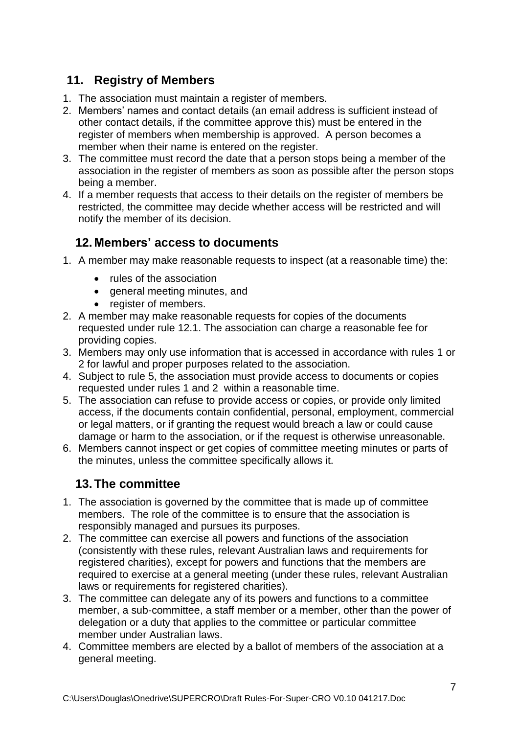## 11. Registry of Members

1. The association must maintain a register of members.
2. Members' names and contact details (an email address is sufficient instead of other contact details, if the committee approve this) must be entered in the register of members when membership is approved. A person becomes a member when their name is entered on the register.
3. The committee must record the date that a person stops being a member of the association in the register of members as soon as possible after the person stops being a member.
4. If a member requests that access to their details on the register of members be restricted, the committee may decide whether access will be restricted and will notify the member of its decision.

## 12. Members' access to documents

1. A member may make reasonable requests to inspect (at a reasonable time) the:
   - rules of the association
   - general meeting minutes, and
   - register of members.
2. A member may make reasonable requests for copies of the documents requested under rule 12.1. The association can charge a reasonable fee for providing copies.
3. Members may only use information that is accessed in accordance with rules 1 or 2 for lawful and proper purposes related to the association.
4. Subject to rule 5, the association must provide access to documents or copies requested under rules 1 and 2 within a reasonable time.
5. The association can refuse to provide access or copies, or provide only limited access, if the documents contain confidential, personal, employment, commercial or legal matters, or if granting the request would breach a law or could cause damage or harm to the association, or if the request is otherwise unreasonable.
6. Members cannot inspect or get copies of committee meeting minutes or parts of the minutes, unless the committee specifically allows it.

## 13. The committee

1. The association is governed by the committee that is made up of committee members. The role of the committee is to ensure that the association is responsibly managed and pursues its purposes.
2. The committee can exercise all powers and functions of the association (consistently with these rules, relevant Australian laws and requirements for registered charities), except for powers and functions that the members are required to exercise at a general meeting (under these rules, relevant Australian laws or requirements for registered charities).
3. The committee can delegate any of its powers and functions to a committee member, a sub-committee, a staff member or a member, other than the power of delegation or a duty that applies to the committee or particular committee member under Australian laws.
4. Committee members are elected by a ballot of members of the association at a general meeting.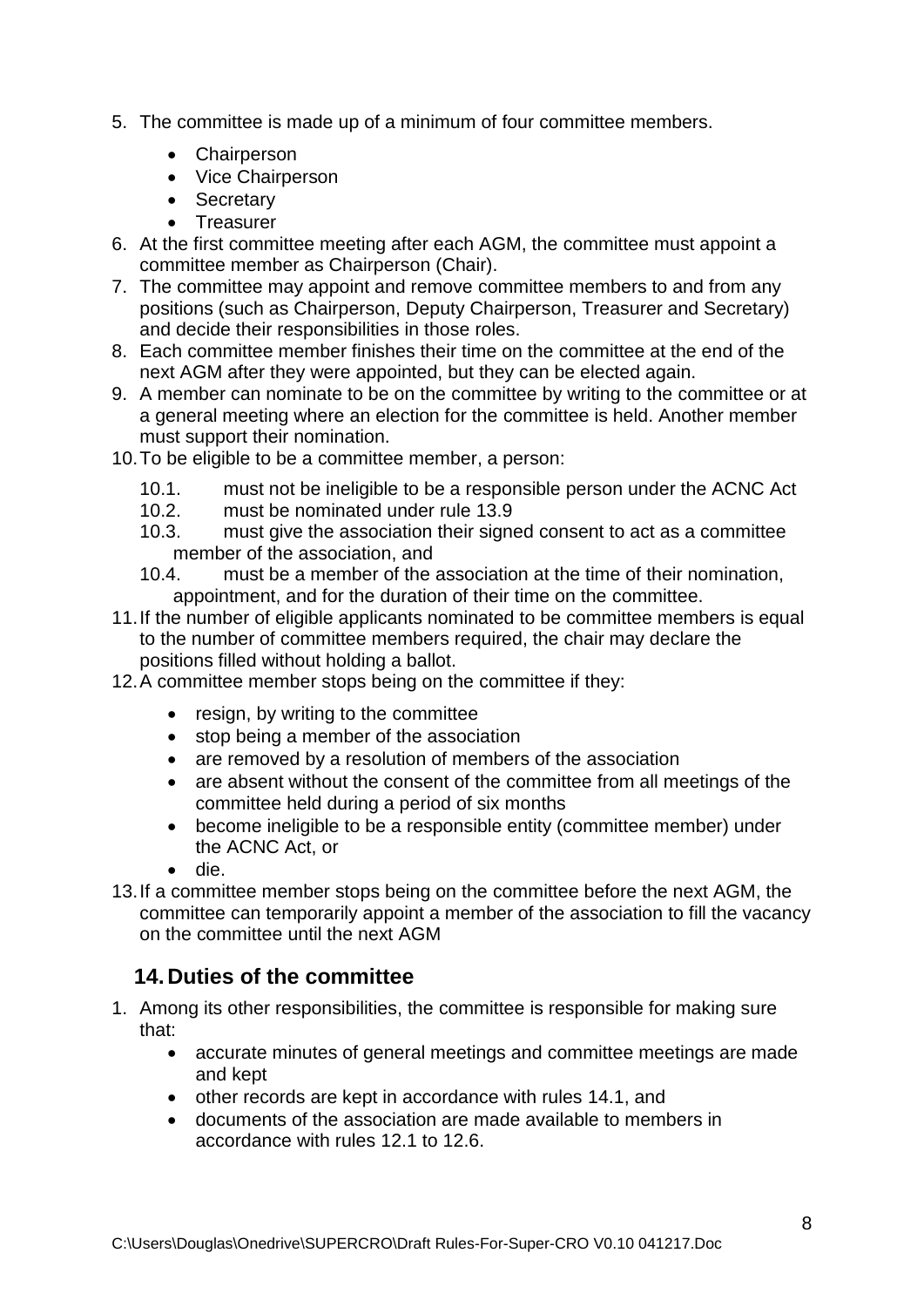5. The committee is made up of a minimum of four committee members.
    - Chairperson
    - Vice Chairperson
    - Secretary
    - Treasurer
6. At the first committee meeting after each AGM, the committee must appoint a committee member as Chairperson (Chair).
7. The committee may appoint and remove committee members to and from any positions (such as Chairperson, Deputy Chairperson, Treasurer and Secretary) and decide their responsibilities in those roles.
8. Each committee member finishes their time on the committee at the end of the next AGM after they were appointed, but they can be elected again.
9. A member can nominate to be on the committee by writing to the committee or at a general meeting where an election for the committee is held. Another member must support their nomination.
10. To be eligible to be a committee member, a person:
    10.1. must not be ineligible to be a responsible person under the ACNC Act
    10.2. must be nominated under rule 13.9
    10.3. must give the association their signed consent to act as a committee member of the association, and
    10.4. must be a member of the association at the time of their nomination, appointment, and for the duration of their time on the committee.
11. If the number of eligible applicants nominated to be committee members is equal to the number of committee members required, the chair may declare the positions filled without holding a ballot.
12. A committee member stops being on the committee if they:
    - resign, by writing to the committee
    - stop being a member of the association
    - are removed by a resolution of members of the association
    - are absent without the consent of the committee from all meetings of the committee held during a period of six months
    - become ineligible to be a responsible entity (committee member) under the ACNC Act, or
    - die.
13. If a committee member stops being on the committee before the next AGM, the committee can temporarily appoint a member of the association to fill the vacancy on the committee until the next AGM

## 14. Duties of the committee

1. Among its other responsibilities, the committee is responsible for making sure that:
    - accurate minutes of general meetings and committee meetings are made and kept
    - other records are kept in accordance with rules 14.1, and
    - documents of the association are made available to members in accordance with rules 12.1 to 12.6.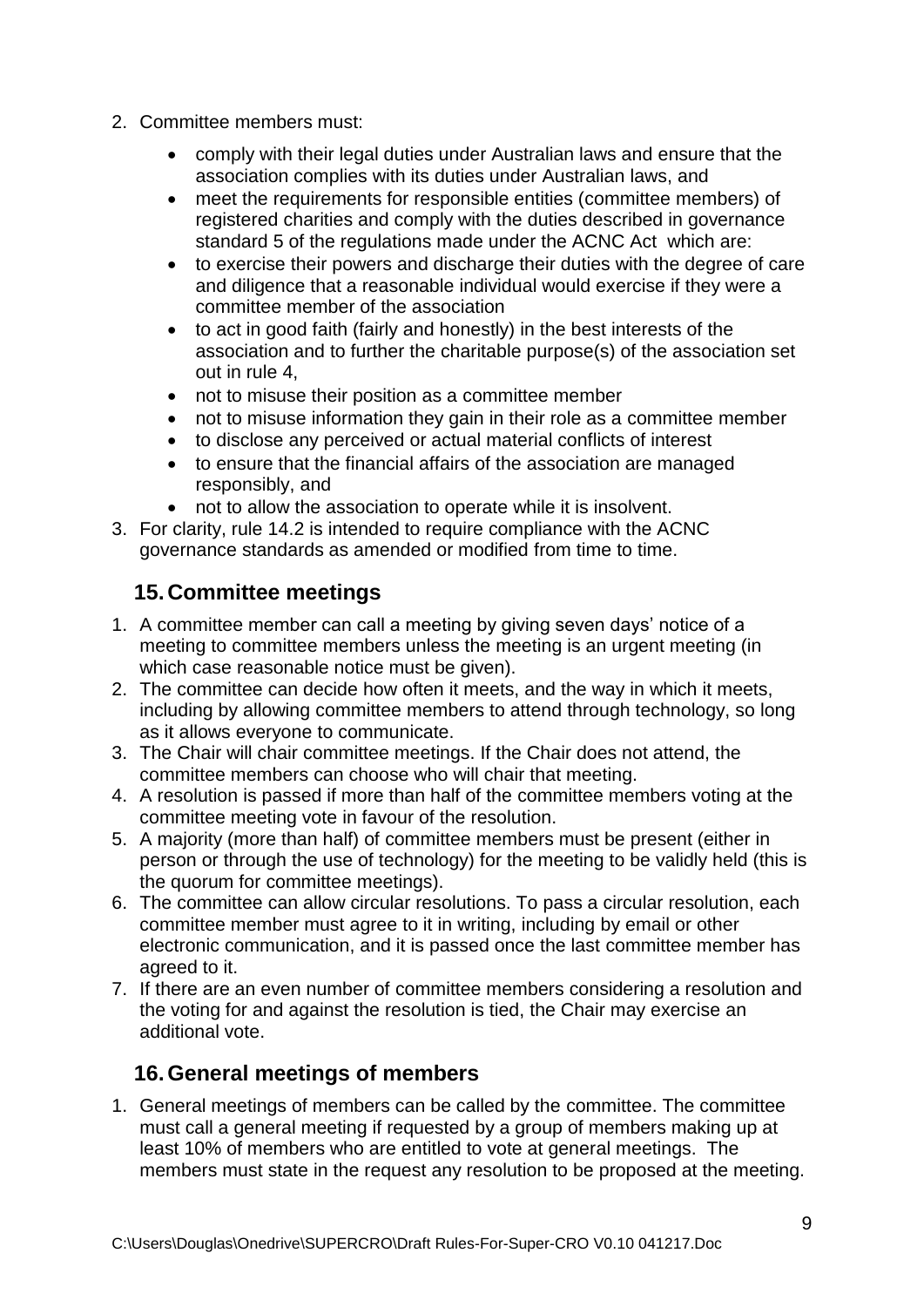2. Committee members must:
    - comply with their legal duties under Australian laws and ensure that the association complies with its duties under Australian laws, and
    - meet the requirements for responsible entities (committee members) of registered charities and comply with the duties described in governance standard 5 of the regulations made under the ACNC Act which are:
    - to exercise their powers and discharge their duties with the degree of care and diligence that a reasonable individual would exercise if they were a committee member of the association
    - to act in good faith (fairly and honestly) in the best interests of the association and to further the charitable purpose(s) of the association set out in rule 4,
    - not to misuse their position as a committee member
    - not to misuse information they gain in their role as a committee member
    - to disclose any perceived or actual material conflicts of interest
    - to ensure that the financial affairs of the association are managed responsibly, and
    - not to allow the association to operate while it is insolvent.
3. For clarity, rule 14.2 is intended to require compliance with the ACNC governance standards as amended or modified from time to time.

## 15. Committee meetings

1. A committee member can call a meeting by giving seven days' notice of a meeting to committee members unless the meeting is an urgent meeting (in which case reasonable notice must be given).
2. The committee can decide how often it meets, and the way in which it meets, including by allowing committee members to attend through technology, so long as it allows everyone to communicate.
3. The Chair will chair committee meetings. If the Chair does not attend, the committee members can choose who will chair that meeting.
4. A resolution is passed if more than half of the committee members voting at the committee meeting vote in favour of the resolution.
5. A majority (more than half) of committee members must be present (either in person or through the use of technology) for the meeting to be validly held (this is the quorum for committee meetings).
6. The committee can allow circular resolutions. To pass a circular resolution, each committee member must agree to it in writing, including by email or other electronic communication, and it is passed once the last committee member has agreed to it.
7. If there are an even number of committee members considering a resolution and the voting for and against the resolution is tied, the Chair may exercise an additional vote.

## 16. General meetings of members

1. General meetings of members can be called by the committee. The committee must call a general meeting if requested by a group of members making up at least 10% of members who are entitled to vote at general meetings. The members must state in the request any resolution to be proposed at the meeting.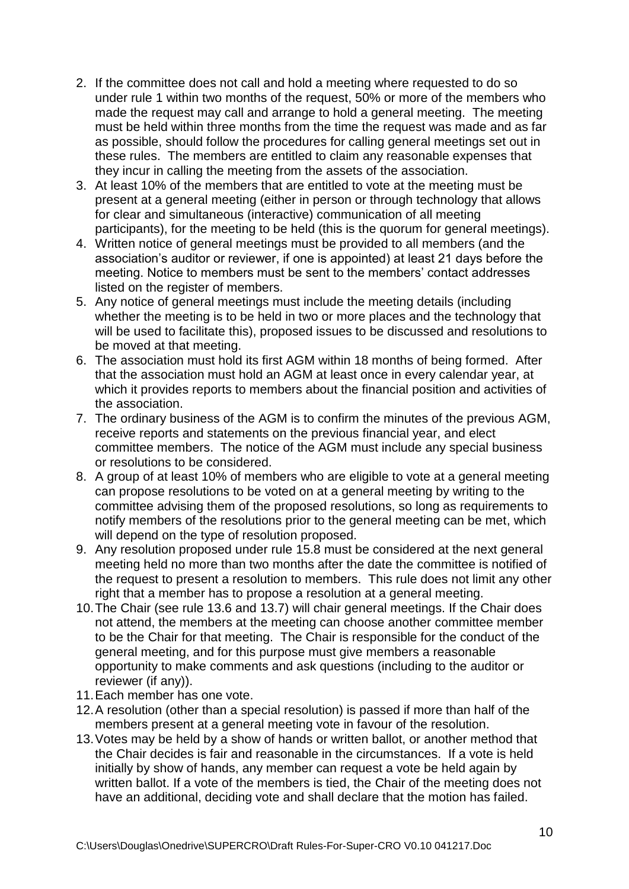2. If the committee does not call and hold a meeting where requested to do so under rule 1 within two months of the request, 50% or more of the members who made the request may call and arrange to hold a general meeting. The meeting must be held within three months from the time the request was made and as far as possible, should follow the procedures for calling general meetings set out in these rules. The members are entitled to claim any reasonable expenses that they incur in calling the meeting from the assets of the association.
3. At least 10% of the members that are entitled to vote at the meeting must be present at a general meeting (either in person or through technology that allows for clear and simultaneous (interactive) communication of all meeting participants), for the meeting to be held (this is the quorum for general meetings).
4. Written notice of general meetings must be provided to all members (and the association's auditor or reviewer, if one is appointed) at least 21 days before the meeting. Notice to members must be sent to the members' contact addresses listed on the register of members.
5. Any notice of general meetings must include the meeting details (including whether the meeting is to be held in two or more places and the technology that will be used to facilitate this), proposed issues to be discussed and resolutions to be moved at that meeting.
6. The association must hold its first AGM within 18 months of being formed. After that the association must hold an AGM at least once in every calendar year, at which it provides reports to members about the financial position and activities of the association.
7. The ordinary business of the AGM is to confirm the minutes of the previous AGM, receive reports and statements on the previous financial year, and elect committee members. The notice of the AGM must include any special business or resolutions to be considered.
8. A group of at least 10% of members who are eligible to vote at a general meeting can propose resolutions to be voted on at a general meeting by writing to the committee advising them of the proposed resolutions, so long as requirements to notify members of the resolutions prior to the general meeting can be met, which will depend on the type of resolution proposed.
9. Any resolution proposed under rule 15.8 must be considered at the next general meeting held no more than two months after the date the committee is notified of the request to present a resolution to members. This rule does not limit any other right that a member has to propose a resolution at a general meeting.
10. The Chair (see rule 13.6 and 13.7) will chair general meetings. If the Chair does not attend, the members at the meeting can choose another committee member to be the Chair for that meeting. The Chair is responsible for the conduct of the general meeting, and for this purpose must give members a reasonable opportunity to make comments and ask questions (including to the auditor or reviewer (if any)).
11. Each member has one vote.
12. A resolution (other than a special resolution) is passed if more than half of the members present at a general meeting vote in favour of the resolution.
13. Votes may be held by a show of hands or written ballot, or another method that the Chair decides is fair and reasonable in the circumstances. If a vote is held initially by show of hands, any member can request a vote be held again by written ballot. If a vote of the members is tied, the Chair of the meeting does not have an additional, deciding vote and shall declare that the motion has failed.

C:\Users\Douglas\Onedrive\SUPERCRO\Draft Rules-For-Super-CRO V0.10 041217.Doc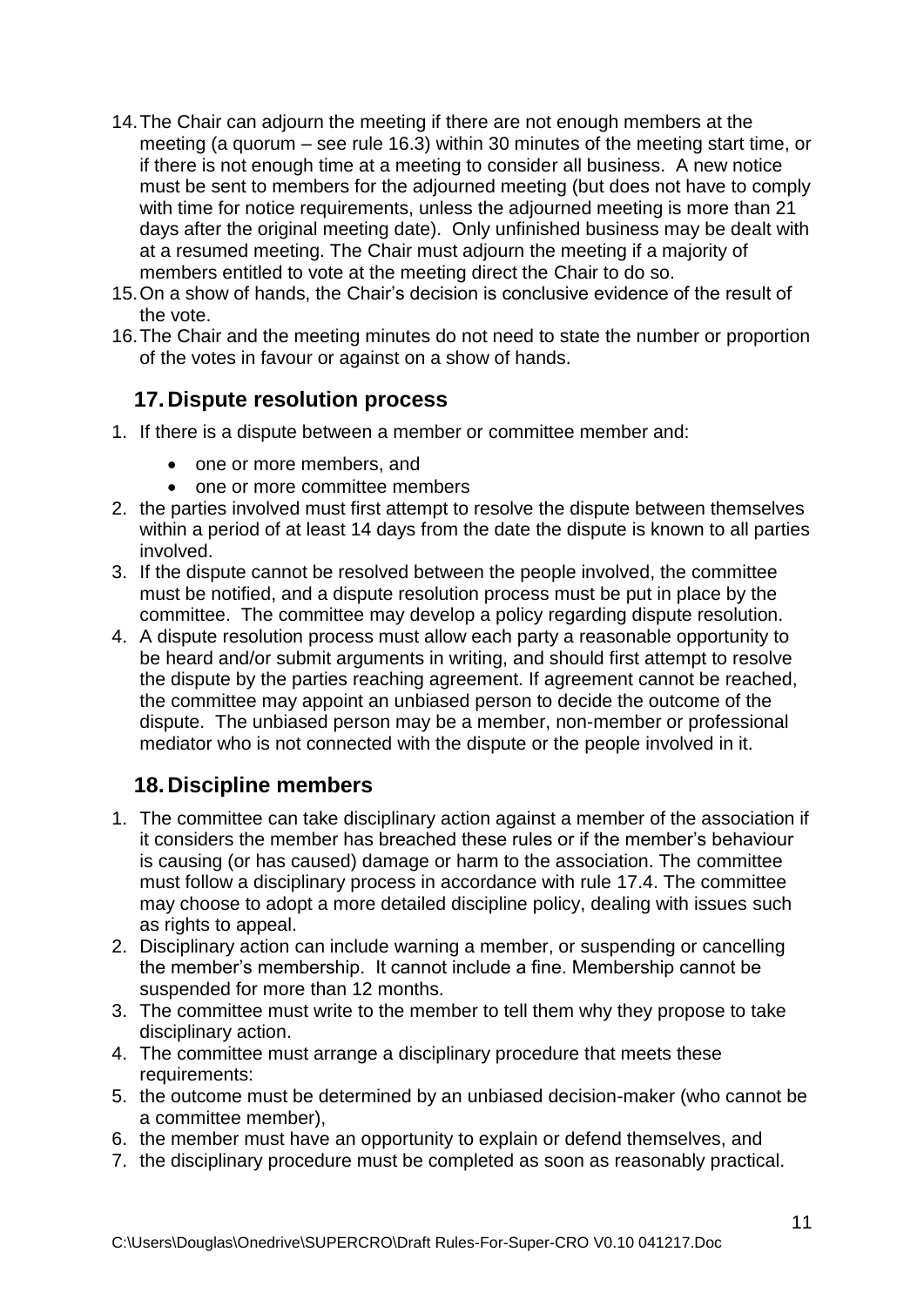14. The Chair can adjourn the meeting if there are not enough members at the meeting (a quorum – see rule 16.3) within 30 minutes of the meeting start time, or if there is not enough time at a meeting to consider all business. A new notice must be sent to members for the adjourned meeting (but does not have to comply with time for notice requirements, unless the adjourned meeting is more than 21 days after the original meeting date). Only unfinished business may be dealt with at a resumed meeting. The Chair must adjourn the meeting if a majority of members entitled to vote at the meeting direct the Chair to do so.
15. On a show of hands, the Chair's decision is conclusive evidence of the result of the vote.
16. The Chair and the meeting minutes do not need to state the number or proportion of the votes in favour or against on a show of hands.

## 17. Dispute resolution process

1. If there is a dispute between a member or committee member and:
   - one or more members, and
   - one or more committee members
2. the parties involved must first attempt to resolve the dispute between themselves within a period of at least 14 days from the date the dispute is known to all parties involved.
3. If the dispute cannot be resolved between the people involved, the committee must be notified, and a dispute resolution process must be put in place by the committee. The committee may develop a policy regarding dispute resolution.
4. A dispute resolution process must allow each party a reasonable opportunity to be heard and/or submit arguments in writing, and should first attempt to resolve the dispute by the parties reaching agreement. If agreement cannot be reached, the committee may appoint an unbiased person to decide the outcome of the dispute. The unbiased person may be a member, non-member or professional mediator who is not connected with the dispute or the people involved in it.

## 18. Discipline members

1. The committee can take disciplinary action against a member of the association if it considers the member has breached these rules or if the member's behaviour is causing (or has caused) damage or harm to the association. The committee must follow a disciplinary process in accordance with rule 17.4. The committee may choose to adopt a more detailed discipline policy, dealing with issues such as rights to appeal.
2. Disciplinary action can include warning a member, or suspending or cancelling the member's membership. It cannot include a fine. Membership cannot be suspended for more than 12 months.
3. The committee must write to the member to tell them why they propose to take disciplinary action.
4. The committee must arrange a disciplinary procedure that meets these requirements:
5. the outcome must be determined by an unbiased decision-maker (who cannot be a committee member),
6. the member must have an opportunity to explain or defend themselves, and
7. the disciplinary procedure must be completed as soon as reasonably practical.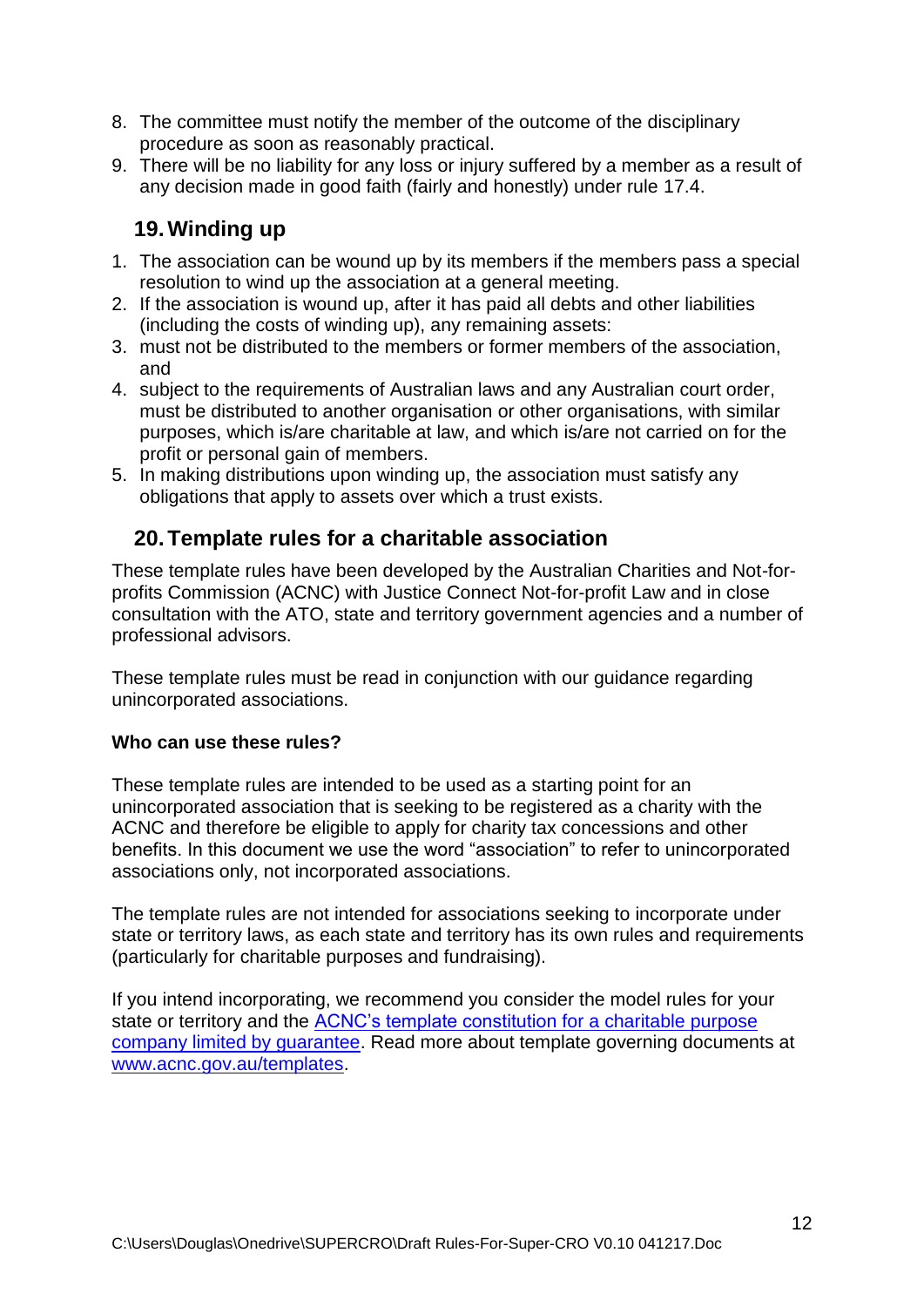8. The committee must notify the member of the outcome of the disciplinary procedure as soon as reasonably practical.
9. There will be no liability for any loss or injury suffered by a member as a result of any decision made in good faith (fairly and honestly) under rule 17.4.

## 19. Winding up

1. The association can be wound up by its members if the members pass a special resolution to wind up the association at a general meeting.
2. If the association is wound up, after it has paid all debts and other liabilities (including the costs of winding up), any remaining assets:
3. must not be distributed to the members or former members of the association, and
4. subject to the requirements of Australian laws and any Australian court order, must be distributed to another organisation or other organisations, with similar purposes, which is/are charitable at law, and which is/are not carried on for the profit or personal gain of members.
5. In making distributions upon winding up, the association must satisfy any obligations that apply to assets over which a trust exists.

## 20. Template rules for a charitable association

These template rules have been developed by the Australian Charities and Not-for-profits Commission (ACNC) with Justice Connect Not-for-profit Law and in close consultation with the ATO, state and territory government agencies and a number of professional advisors.

These template rules must be read in conjunction with our guidance regarding unincorporated associations.

**Who can use these rules?**

These template rules are intended to be used as a starting point for an unincorporated association that is seeking to be registered as a charity with the ACNC and therefore be eligible to apply for charity tax concessions and other benefits. In this document we use the word "association" to refer to unincorporated associations only, not incorporated associations.

The template rules are not intended for associations seeking to incorporate under state or territory laws, as each state and territory has its own rules and requirements (particularly for charitable purposes and fundraising).

If you intend incorporating, we recommend you consider the model rules for your state or territory and the ACNC's template constitution for a charitable purpose company limited by guarantee. Read more about template governing documents at www.acnc.gov.au/templates.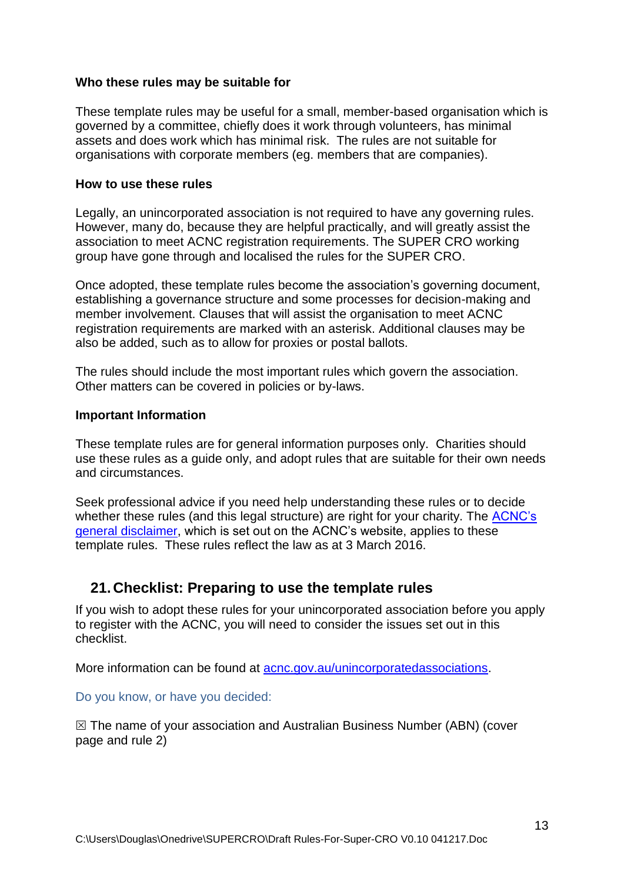**Who these rules may be suitable for**

These template rules may be useful for a small, member-based organisation which is governed by a committee, chiefly does it work through volunteers, has minimal assets and does work which has minimal risk. The rules are not suitable for organisations with corporate members (eg. members that are companies).

**How to use these rules**

Legally, an unincorporated association is not required to have any governing rules. However, many do, because they are helpful practically, and will greatly assist the association to meet ACNC registration requirements. The SUPER CRO working group have gone through and localised the rules for the SUPER CRO.

Once adopted, these template rules become the association's governing document, establishing a governance structure and some processes for decision-making and member involvement. Clauses that will assist the organisation to meet ACNC registration requirements are marked with an asterisk. Additional clauses may be also be added, such as to allow for proxies or postal ballots.

The rules should include the most important rules which govern the association. Other matters can be covered in policies or by-laws.

**Important Information**

These template rules are for general information purposes only. Charities should use these rules as a guide only, and adopt rules that are suitable for their own needs and circumstances.

Seek professional advice if you need help understanding these rules or to decide whether these rules (and this legal structure) are right for your charity. The [ACNC's general disclaimer](), which is set out on the ACNC's website, applies to these template rules. These rules reflect the law as at 3 March 2016.

## 21. Checklist: Preparing to use the template rules

If you wish to adopt these rules for your unincorporated association before you apply to register with the ACNC, you will need to consider the issues set out in this checklist.

More information can be found at [acnc.gov.au/unincorporatedassociations]().

Do you know, or have you decided:

☒ The name of your association and Australian Business Number (ABN) (cover page and rule 2)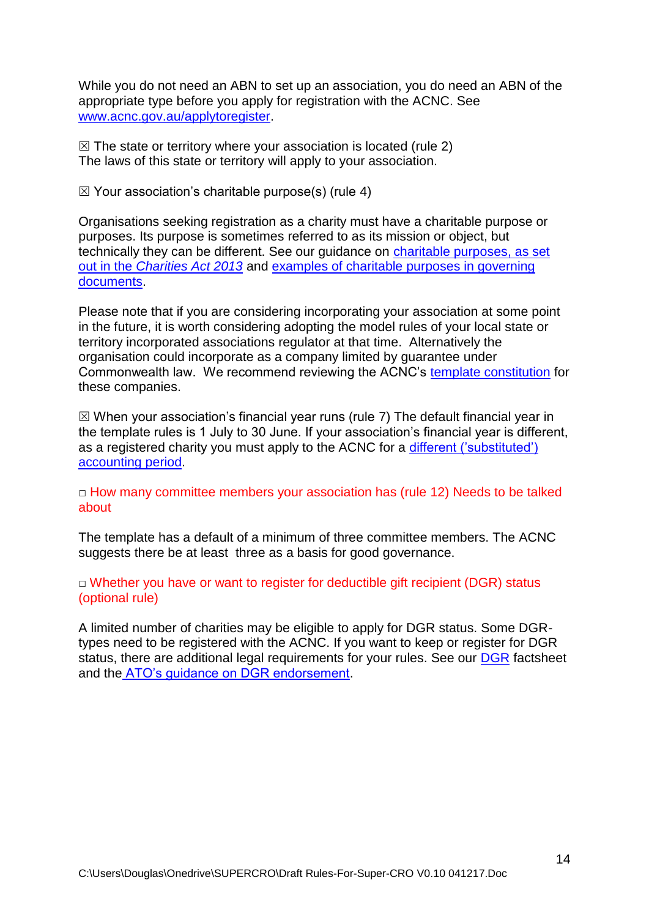While you do not need an ABN to set up an association, you do need an ABN of the appropriate type before you apply for registration with the ACNC. See [www.acnc.gov.au/applytoregister](www.acnc.gov.au/applytoregister).

☒ The state or territory where your association is located (rule 2)
The laws of this state or territory will apply to your association.

☒ Your association's charitable purpose(s) (rule 4)

Organisations seeking registration as a charity must have a charitable purpose or purposes. Its purpose is sometimes referred to as its mission or object, but technically they can be different. See our guidance on charitable purposes, as set out in the *Charities Act 2013* and examples of charitable purposes in governing documents.

Please note that if you are considering incorporating your association at some point in the future, it is worth considering adopting the model rules of your local state or territory incorporated associations regulator at that time. Alternatively the organisation could incorporate as a company limited by guarantee under Commonwealth law. We recommend reviewing the ACNC's template constitution for these companies.

☒ When your association's financial year runs (rule 7) The default financial year in the template rules is 1 July to 30 June. If your association's financial year is different, as a registered charity you must apply to the ACNC for a different ('substituted') accounting period.

□ How many committee members your association has (rule 12) Needs to be talked about

The template has a default of a minimum of three committee members. The ACNC suggests there be at least three as a basis for good governance.

□ Whether you have or want to register for deductible gift recipient (DGR) status (optional rule)

A limited number of charities may be eligible to apply for DGR status. Some DGR-types need to be registered with the ACNC. If you want to keep or register for DGR status, there are additional legal requirements for your rules. See our DGR factsheet and the ATO's guidance on DGR endorsement.

C:\Users\Douglas\Onedrive\SUPERCRO\Draft Rules-For-Super-CRO V0.10 041217.Doc